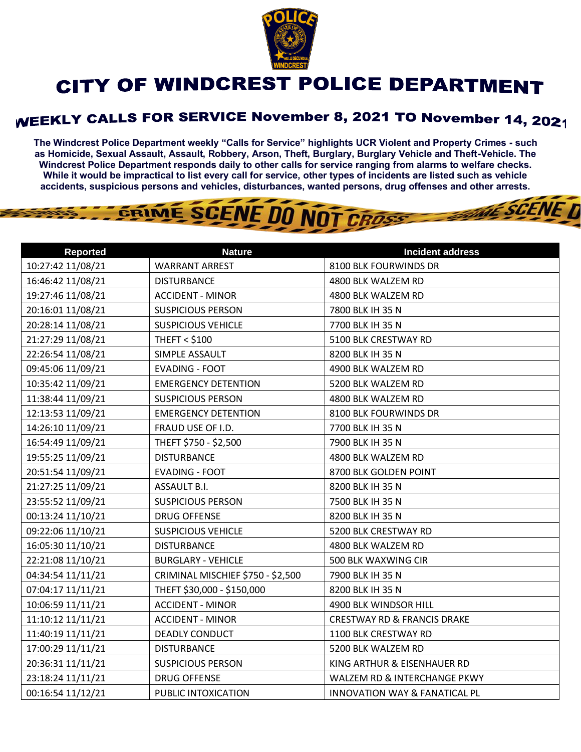# CITY OF WINDCREST POLICE DEPARTMENT

## WEEKLY CALLS FOR SERVICE November 8, 2021 TO November 14, 2021

**The Windcrest Police Department weekly "Calls for Service" highlights UCR Violent and Property Crimes - such as Homicide, Sexual Assault, Assault, Robbery, Arson, Theft, Burglary, Burglary Vehicle and Theft-Vehicle. The Windcrest Police Department responds daily to other calls for service ranging from alarms to welfare checks. While it would be impractical to list every call for service, other types of incidents are listed such as vehicle accidents, suspicious persons and vehicles, disturbances, wanted persons, drug offenses and other arrests.**

| Reported | Nature | Incident address |
|---|---|---|
| 10:27:42 11/08/21 | WARRANT ARREST | 8100 BLK FOURWINDS DR |
| 16:46:42 11/08/21 | DISTURBANCE | 4800 BLK WALZEM RD |
| 19:27:46 11/08/21 | ACCIDENT - MINOR | 4800 BLK WALZEM RD |
| 20:16:01 11/08/21 | SUSPICIOUS PERSON | 7800 BLK IH 35 N |
| 20:28:14 11/08/21 | SUSPICIOUS VEHICLE | 7700 BLK IH 35 N |
| 21:27:29 11/08/21 | THEFT < $100 | 5100 BLK CRESTWAY RD |
| 22:26:54 11/08/21 | SIMPLE ASSAULT | 8200 BLK IH 35 N |
| 09:45:06 11/09/21 | EVADING - FOOT | 4900 BLK WALZEM RD |
| 10:35:42 11/09/21 | EMERGENCY DETENTION | 5200 BLK WALZEM RD |
| 11:38:44 11/09/21 | SUSPICIOUS PERSON | 4800 BLK WALZEM RD |
| 12:13:53 11/09/21 | EMERGENCY DETENTION | 8100 BLK FOURWINDS DR |
| 14:26:10 11/09/21 | FRAUD USE OF I.D. | 7700 BLK IH 35 N |
| 16:54:49 11/09/21 | THEFT $750 - $2,500 | 7900 BLK IH 35 N |
| 19:55:25 11/09/21 | DISTURBANCE | 4800 BLK WALZEM RD |
| 20:51:54 11/09/21 | EVADING - FOOT | 8700 BLK GOLDEN POINT |
| 21:27:25 11/09/21 | ASSAULT B.I. | 8200 BLK IH 35 N |
| 23:55:52 11/09/21 | SUSPICIOUS PERSON | 7500 BLK IH 35 N |
| 00:13:24 11/10/21 | DRUG OFFENSE | 8200 BLK IH 35 N |
| 09:22:06 11/10/21 | SUSPICIOUS VEHICLE | 5200 BLK CRESTWAY RD |
| 16:05:30 11/10/21 | DISTURBANCE | 4800 BLK WALZEM RD |
| 22:21:08 11/10/21 | BURGLARY - VEHICLE | 500 BLK WAXWING CIR |
| 04:34:54 11/11/21 | CRIMINAL MISCHIEF $750 - $2,500 | 7900 BLK IH 35 N |
| 07:04:17 11/11/21 | THEFT $30,000 - $150,000 | 8200 BLK IH 35 N |
| 10:06:59 11/11/21 | ACCIDENT - MINOR | 4900 BLK WINDSOR HILL |
| 11:10:12 11/11/21 | ACCIDENT - MINOR | CRESTWAY RD & FRANCIS DRAKE |
| 11:40:19 11/11/21 | DEADLY CONDUCT | 1100 BLK CRESTWAY RD |
| 17:00:29 11/11/21 | DISTURBANCE | 5200 BLK WALZEM RD |
| 20:36:31 11/11/21 | SUSPICIOUS PERSON | KING ARTHUR & EISENHAUER RD |
| 23:18:24 11/11/21 | DRUG OFFENSE | WALZEM RD & INTERCHANGE PKWY |
| 00:16:54 11/12/21 | PUBLIC INTOXICATION | INNOVATION WAY & FANATICAL PL |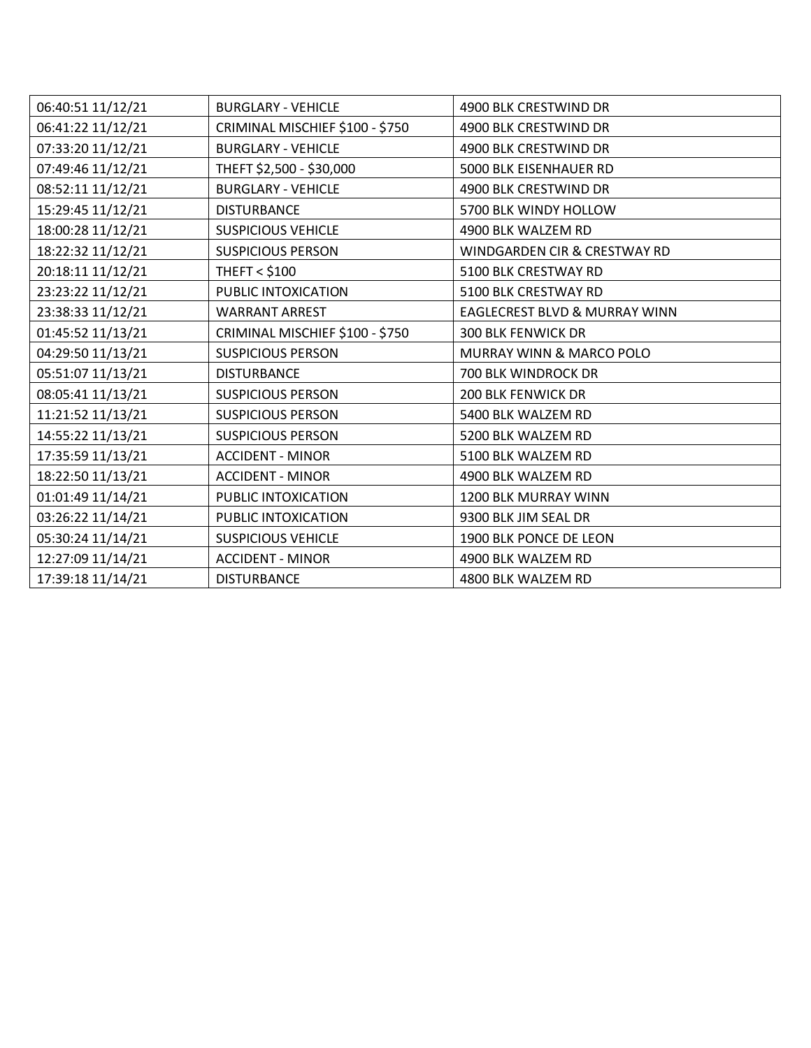| | | |
|---|---|---|
| 06:40:51 11/12/21 | BURGLARY - VEHICLE | 4900 BLK CRESTWIND DR |
| 06:41:22 11/12/21 | CRIMINAL MISCHIEF $100 - $750 | 4900 BLK CRESTWIND DR |
| 07:33:20 11/12/21 | BURGLARY - VEHICLE | 4900 BLK CRESTWIND DR |
| 07:49:46 11/12/21 | THEFT $2,500 - $30,000 | 5000 BLK EISENHAUER RD |
| 08:52:11 11/12/21 | BURGLARY - VEHICLE | 4900 BLK CRESTWIND DR |
| 15:29:45 11/12/21 | DISTURBANCE | 5700 BLK WINDY HOLLOW |
| 18:00:28 11/12/21 | SUSPICIOUS VEHICLE | 4900 BLK WALZEM RD |
| 18:22:32 11/12/21 | SUSPICIOUS PERSON | WINDGARDEN CIR & CRESTWAY RD |
| 20:18:11 11/12/21 | THEFT < $100 | 5100 BLK CRESTWAY RD |
| 23:23:22 11/12/21 | PUBLIC INTOXICATION | 5100 BLK CRESTWAY RD |
| 23:38:33 11/12/21 | WARRANT ARREST | EAGLECREST BLVD & MURRAY WINN |
| 01:45:52 11/13/21 | CRIMINAL MISCHIEF $100 - $750 | 300 BLK FENWICK DR |
| 04:29:50 11/13/21 | SUSPICIOUS PERSON | MURRAY WINN & MARCO POLO |
| 05:51:07 11/13/21 | DISTURBANCE | 700 BLK WINDROCK DR |
| 08:05:41 11/13/21 | SUSPICIOUS PERSON | 200 BLK FENWICK DR |
| 11:21:52 11/13/21 | SUSPICIOUS PERSON | 5400 BLK WALZEM RD |
| 14:55:22 11/13/21 | SUSPICIOUS PERSON | 5200 BLK WALZEM RD |
| 17:35:59 11/13/21 | ACCIDENT - MINOR | 5100 BLK WALZEM RD |
| 18:22:50 11/13/21 | ACCIDENT - MINOR | 4900 BLK WALZEM RD |
| 01:01:49 11/14/21 | PUBLIC INTOXICATION | 1200 BLK MURRAY WINN |
| 03:26:22 11/14/21 | PUBLIC INTOXICATION | 9300 BLK JIM SEAL DR |
| 05:30:24 11/14/21 | SUSPICIOUS VEHICLE | 1900 BLK PONCE DE LEON |
| 12:27:09 11/14/21 | ACCIDENT - MINOR | 4900 BLK WALZEM RD |
| 17:39:18 11/14/21 | DISTURBANCE | 4800 BLK WALZEM RD |